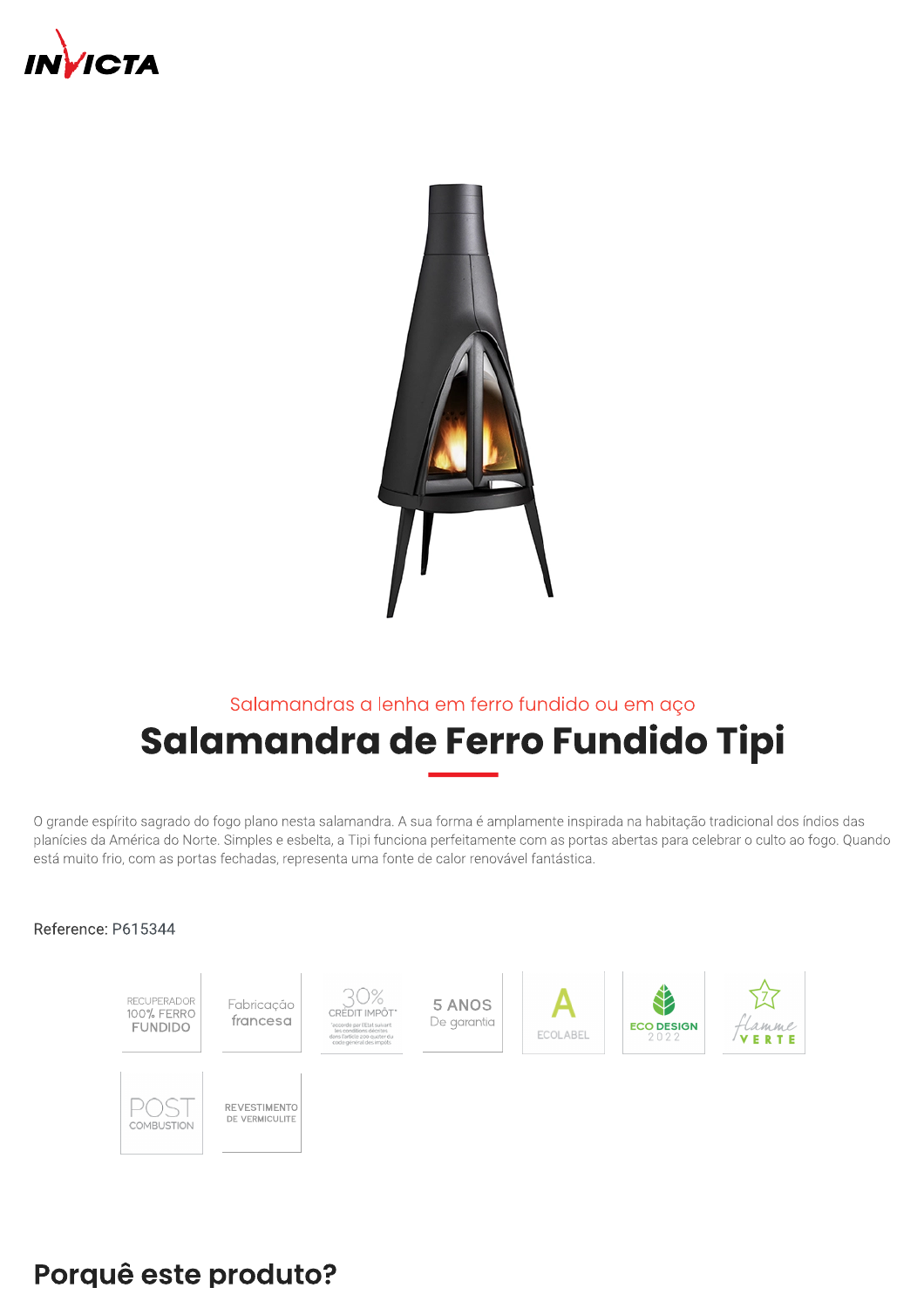INVICTA

Salamandras a lenha em ferro fundido ou em aço

# Salamandra de Ferro Fundido Tipi

O grande espírito sagrado do fogo plano nesta salamandra. A sua forma é amplamente inspirada na habitação tradicional dos índios das planícies da América do Norte. Simples e esbelta, a Tipi funciona perfeitamente com as portas abertas para celebrar o culto ao fogo. Quando está muito frio, com as portas fechadas, representa uma fonte de calor renovável fantástica.

Reference: P615344

RECUPERADOR 100% FERRO FUNDIDO

Fabricação francesa

30% CRÉDIT IMPÔT*

5 ANOS De garantia

A ECOLABEL

ECO DESIGN 2022

7 Flamme VERTE

POST COMBUSTION

REVESTIMENTO DE VERMICULITE

## Porquê este produto?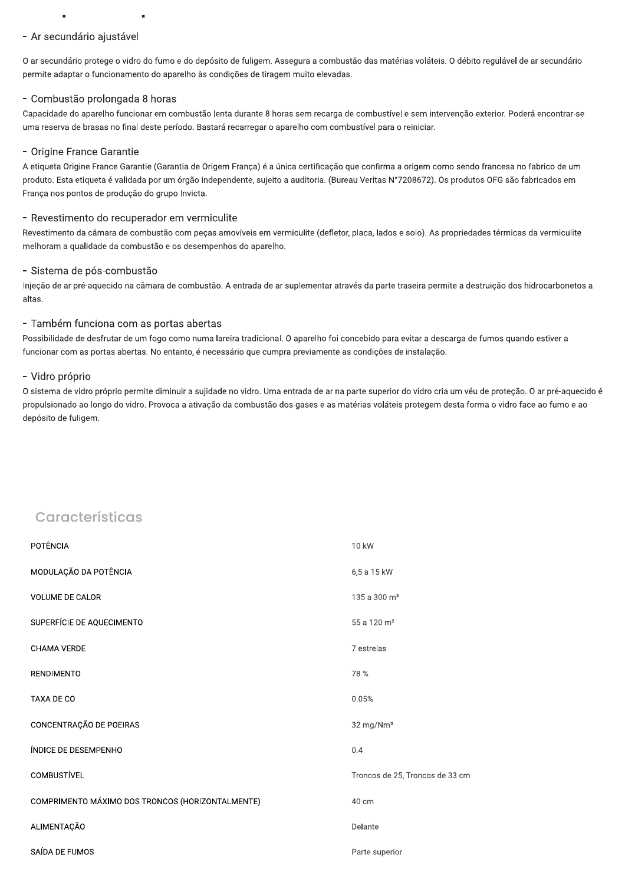- Ar secundário ajustável

O ar secundário protege o vidro do fumo e do depósito de fuligem. Assegura a combustão das matérias voláteis. O débito regulável de ar secundário permite adaptar o funcionamento do aparelho às condições de tiragem muito elevadas.

- Combustão prolongada 8 horas

Capacidade do aparelho funcionar em combustão lenta durante 8 horas sem recarga de combustível e sem intervenção exterior. Poderá encontrar-se uma reserva de brasas no final deste período. Bastará recarregar o aparelho com combustível para o reiniciar.

- Origine France Garantie

A etiqueta Origine France Garantie (Garantia de Origem França) é a única certificação que confirma a origem como sendo francesa no fabrico de um produto. Esta etiqueta é validada por um órgão independente, sujeito a auditoria. (Bureau Veritas N°7208672). Os produtos OFG são fabricados em França nos pontos de produção do grupo Invicta.

- Revestimento do recuperador em vermiculite

Revestimento da câmara de combustão com peças amovíveis em vermiculite (defletor, placa, lados e solo). As propriedades térmicas da vermiculite melhoram a qualidade da combustão e os desempenhos do aparelho.

- Sistema de pós-combustão

Injeção de ar pré-aquecido na câmara de combustão. A entrada de ar suplementar através da parte traseira permite a destruição dos hidrocarbonetos a altas.

- Também funciona com as portas abertas

Possibilidade de desfrutar de um fogo como numa lareira tradicional. O aparelho foi concebido para evitar a descarga de fumos quando estiver a funcionar com as portas abertas. No entanto, é necessário que cumpra previamente as condições de instalação.

- Vidro próprio

O sistema de vidro próprio permite diminuir a sujidade no vidro. Uma entrada de ar na parte superior do vidro cria um véu de proteção. O ar pré-aquecido é propulsionado ao longo do vidro. Provoca a ativação da combustão dos gases e as matérias voláteis protegem desta forma o vidro face ao fumo e ao depósito de fuligem.

## Características

| | |
|---|---|
| POTÊNCIA | 10 kW |
| MODULAÇÃO DA POTÊNCIA | 6,5 a 15 kW |
| VOLUME DE CALOR | 135 a 300 m³ |
| SUPERFÍCIE DE AQUECIMENTO | 55 a 120 m² |
| CHAMA VERDE | 7 estrelas |
| RENDIMENTO | 78 % |
| TAXA DE CO | 0.05% |
| CONCENTRAÇÃO DE POEIRAS | 32 mg/Nm³ |
| ÍNDICE DE DESEMPENHO | 0.4 |
| COMBUSTÍVEL | Troncos de 25, Troncos de 33 cm |
| COMPRIMENTO MÁXIMO DOS TRONCOS (HORIZONTALMENTE) | 40 cm |
| ALIMENTAÇÃO | Delante |
| SAÍDA DE FUMOS | Parte superior |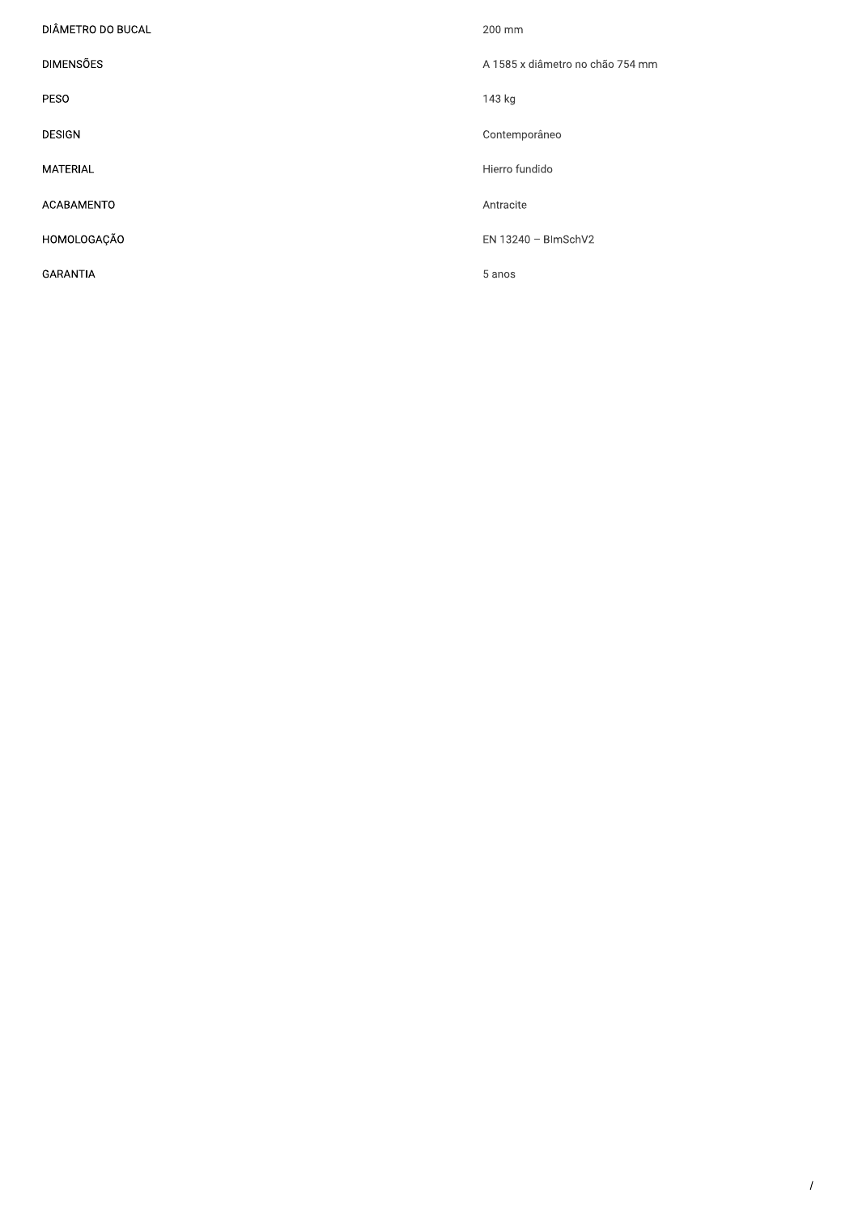| | |
|---|---|
| DIÂMETRO DO BUCAL | 200 mm |
| DIMENSÕES | A 1585 x diâmetro no chão 754 mm |
| PESO | 143 kg |
| DESIGN | Contemporâneo |
| MATERIAL | Hierro fundido |
| ACABAMENTO | Antracite |
| HOMOLOGAÇÃO | EN 13240 – BImSchV2 |
| GARANTIA | 5 anos |